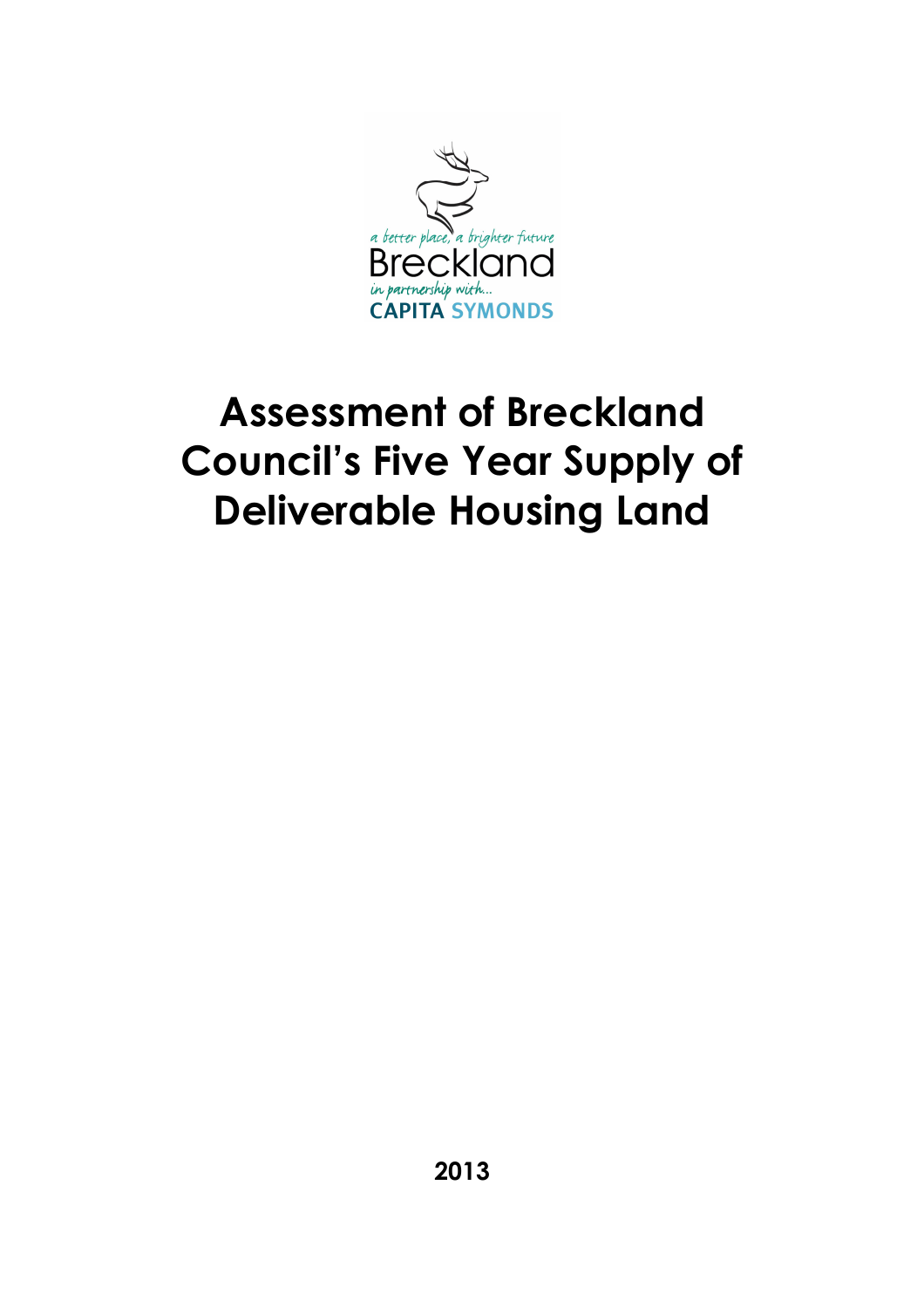a better place, a brighter future

Breckland

in partnership with...

CAPITA SYMONDS

# Assessment of Breckland Council's Five Year Supply of Deliverable Housing Land

**2013**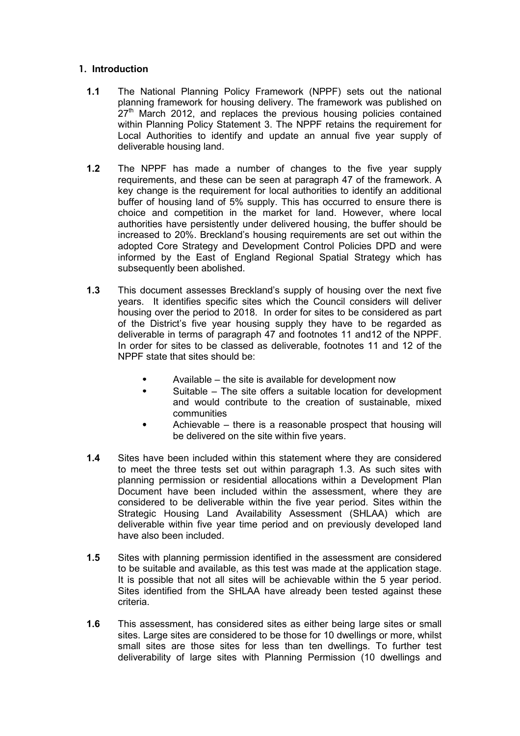## 1. Introduction

**1.1** The National Planning Policy Framework (NPPF) sets out the national planning framework for housing delivery. The framework was published on 27th March 2012, and replaces the previous housing policies contained within Planning Policy Statement 3. The NPPF retains the requirement for Local Authorities to identify and update an annual five year supply of deliverable housing land.

**1.2** The NPPF has made a number of changes to the five year supply requirements, and these can be seen at paragraph 47 of the framework. A key change is the requirement for local authorities to identify an additional buffer of housing land of 5% supply. This has occurred to ensure there is choice and competition in the market for land. However, where local authorities have persistently under delivered housing, the buffer should be increased to 20%. Breckland's housing requirements are set out within the adopted Core Strategy and Development Control Policies DPD and were informed by the East of England Regional Spatial Strategy which has subsequently been abolished.

**1.3** This document assesses Breckland's supply of housing over the next five years. It identifies specific sites which the Council considers will deliver housing over the period to 2018. In order for sites to be considered as part of the District's five year housing supply they have to be regarded as deliverable in terms of paragraph 47 and footnotes 11 and12 of the NPPF. In order for sites to be classed as deliverable, footnotes 11 and 12 of the NPPF state that sites should be:

- Available – the site is available for development now
- Suitable – The site offers a suitable location for development and would contribute to the creation of sustainable, mixed communities
- Achievable – there is a reasonable prospect that housing will be delivered on the site within five years.

**1.4** Sites have been included within this statement where they are considered to meet the three tests set out within paragraph 1.3. As such sites with planning permission or residential allocations within a Development Plan Document have been included within the assessment, where they are considered to be deliverable within the five year period. Sites within the Strategic Housing Land Availability Assessment (SHLAA) which are deliverable within five year time period and on previously developed land have also been included.

**1.5** Sites with planning permission identified in the assessment are considered to be suitable and available, as this test was made at the application stage. It is possible that not all sites will be achievable within the 5 year period. Sites identified from the SHLAA have already been tested against these criteria.

**1.6** This assessment, has considered sites as either being large sites or small sites. Large sites are considered to be those for 10 dwellings or more, whilst small sites are those sites for less than ten dwellings. To further test deliverability of large sites with Planning Permission (10 dwellings and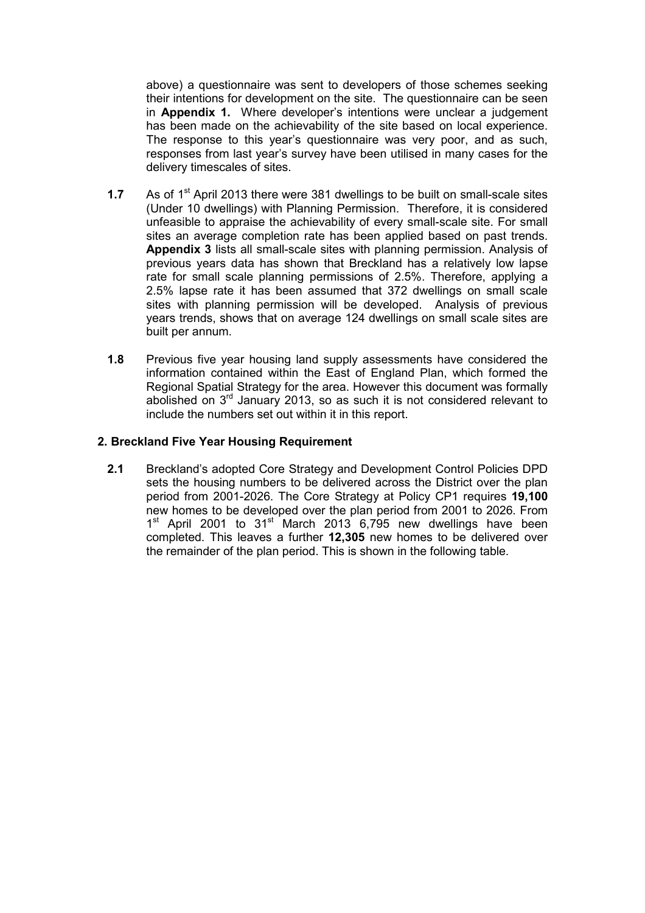above) a questionnaire was sent to developers of those schemes seeking their intentions for development on the site. The questionnaire can be seen in **Appendix 1.** Where developer's intentions were unclear a judgement has been made on the achievability of the site based on local experience. The response to this year's questionnaire was very poor, and as such, responses from last year's survey have been utilised in many cases for the delivery timescales of sites.

**1.7** As of 1st April 2013 there were 381 dwellings to be built on small-scale sites (Under 10 dwellings) with Planning Permission. Therefore, it is considered unfeasible to appraise the achievability of every small-scale site. For small sites an average completion rate has been applied based on past trends. **Appendix 3** lists all small-scale sites with planning permission. Analysis of previous years data has shown that Breckland has a relatively low lapse rate for small scale planning permissions of 2.5%. Therefore, applying a 2.5% lapse rate it has been assumed that 372 dwellings on small scale sites with planning permission will be developed. Analysis of previous years trends, shows that on average 124 dwellings on small scale sites are built per annum.

**1.8** Previous five year housing land supply assessments have considered the information contained within the East of England Plan, which formed the Regional Spatial Strategy for the area. However this document was formally abolished on 3rd January 2013, so as such it is not considered relevant to include the numbers set out within it in this report.

## 2. Breckland Five Year Housing Requirement

**2.1** Breckland's adopted Core Strategy and Development Control Policies DPD sets the housing numbers to be delivered across the District over the plan period from 2001-2026. The Core Strategy at Policy CP1 requires **19,100** new homes to be developed over the plan period from 2001 to 2026. From 1st April 2001 to 31st March 2013 6,795 new dwellings have been completed. This leaves a further **12,305** new homes to be delivered over the remainder of the plan period. This is shown in the following table.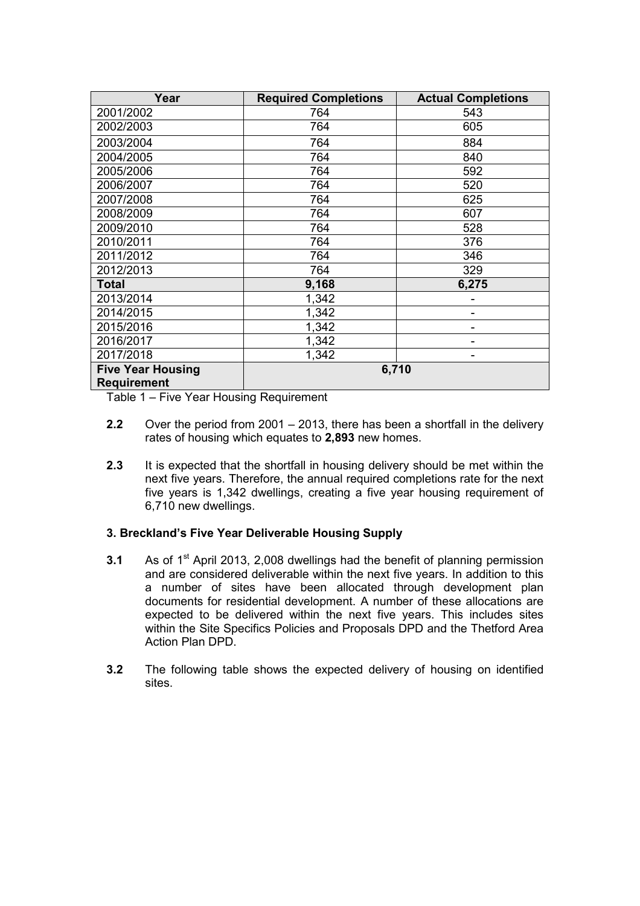| Year | Required Completions | Actual Completions |
|---|---|---|
| 2001/2002 | 764 | 543 |
| 2002/2003 | 764 | 605 |
| 2003/2004 | 764 | 884 |
| 2004/2005 | 764 | 840 |
| 2005/2006 | 764 | 592 |
| 2006/2007 | 764 | 520 |
| 2007/2008 | 764 | 625 |
| 2008/2009 | 764 | 607 |
| 2009/2010 | 764 | 528 |
| 2010/2011 | 764 | 376 |
| 2011/2012 | 764 | 346 |
| 2012/2013 | 764 | 329 |
| **Total** | **9,168** | **6,275** |
| 2013/2014 | 1,342 | - |
| 2014/2015 | 1,342 | - |
| 2015/2016 | 1,342 | - |
| 2016/2017 | 1,342 | - |
| 2017/2018 | 1,342 | - |
| **Five Year Housing Requirement** | **6,710** | |

Table 1 – Five Year Housing Requirement

**2.2** Over the period from 2001 – 2013, there has been a shortfall in the delivery rates of housing which equates to **2,893** new homes.

**2.3** It is expected that the shortfall in housing delivery should be met within the next five years. Therefore, the annual required completions rate for the next five years is 1,342 dwellings, creating a five year housing requirement of 6,710 new dwellings.

### 3. Breckland's Five Year Deliverable Housing Supply

**3.1** As of 1st April 2013, 2,008 dwellings had the benefit of planning permission and are considered deliverable within the next five years. In addition to this a number of sites have been allocated through development plan documents for residential development. A number of these allocations are expected to be delivered within the next five years. This includes sites within the Site Specifics Policies and Proposals DPD and the Thetford Area Action Plan DPD.

**3.2** The following table shows the expected delivery of housing on identified sites.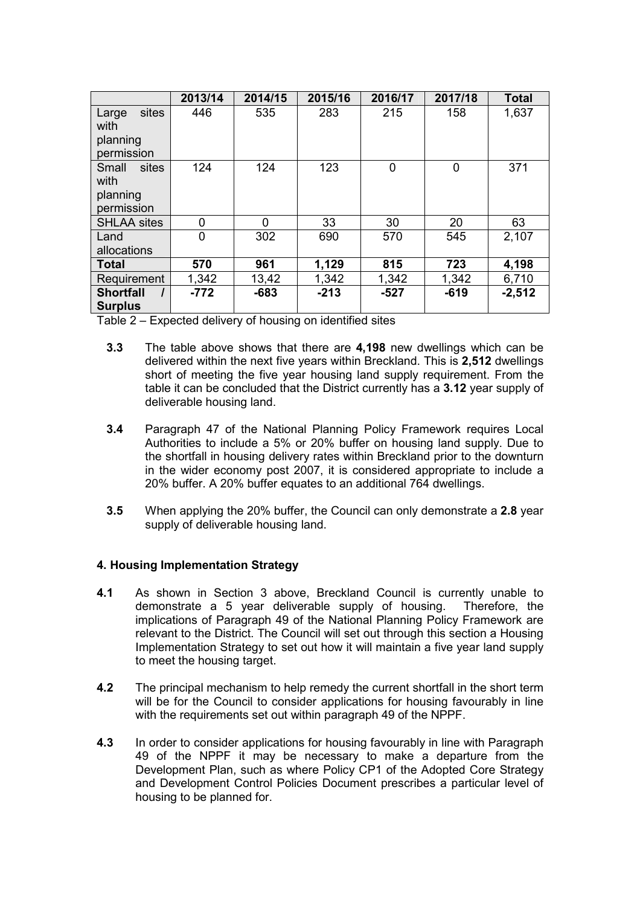| | 2013/14 | 2014/15 | 2015/16 | 2016/17 | 2017/18 | Total |
|---|---|---|---|---|---|---|
| Large sites with planning permission | 446 | 535 | 283 | 215 | 158 | 1,637 |
| Small sites with planning permission | 124 | 124 | 123 | 0 | 0 | 371 |
| SHLAA sites | 0 | 0 | 33 | 30 | 20 | 63 |
| Land allocations | 0 | 302 | 690 | 570 | 545 | 2,107 |
| **Total** | **570** | **961** | **1,129** | **815** | **723** | **4,198** |
| Requirement | 1,342 | 13,42 | 1,342 | 1,342 | 1,342 | 6,710 |
| **Shortfall / Surplus** | **-772** | **-683** | **-213** | **-527** | **-619** | **-2,512** |

Table 2 – Expected delivery of housing on identified sites

**3.3** The table above shows that there are **4,198** new dwellings which can be delivered within the next five years within Breckland. This is **2,512** dwellings short of meeting the five year housing land supply requirement. From the table it can be concluded that the District currently has a **3.12** year supply of deliverable housing land.

**3.4** Paragraph 47 of the National Planning Policy Framework requires Local Authorities to include a 5% or 20% buffer on housing land supply. Due to the shortfall in housing delivery rates within Breckland prior to the downturn in the wider economy post 2007, it is considered appropriate to include a 20% buffer. A 20% buffer equates to an additional 764 dwellings.

**3.5** When applying the 20% buffer, the Council can only demonstrate a **2.8** year supply of deliverable housing land.

## 4. Housing Implementation Strategy

**4.1** As shown in Section 3 above, Breckland Council is currently unable to demonstrate a 5 year deliverable supply of housing. Therefore, the implications of Paragraph 49 of the National Planning Policy Framework are relevant to the District. The Council will set out through this section a Housing Implementation Strategy to set out how it will maintain a five year land supply to meet the housing target.

**4.2** The principal mechanism to help remedy the current shortfall in the short term will be for the Council to consider applications for housing favourably in line with the requirements set out within paragraph 49 of the NPPF.

**4.3** In order to consider applications for housing favourably in line with Paragraph 49 of the NPPF it may be necessary to make a departure from the Development Plan, such as where Policy CP1 of the Adopted Core Strategy and Development Control Policies Document prescribes a particular level of housing to be planned for.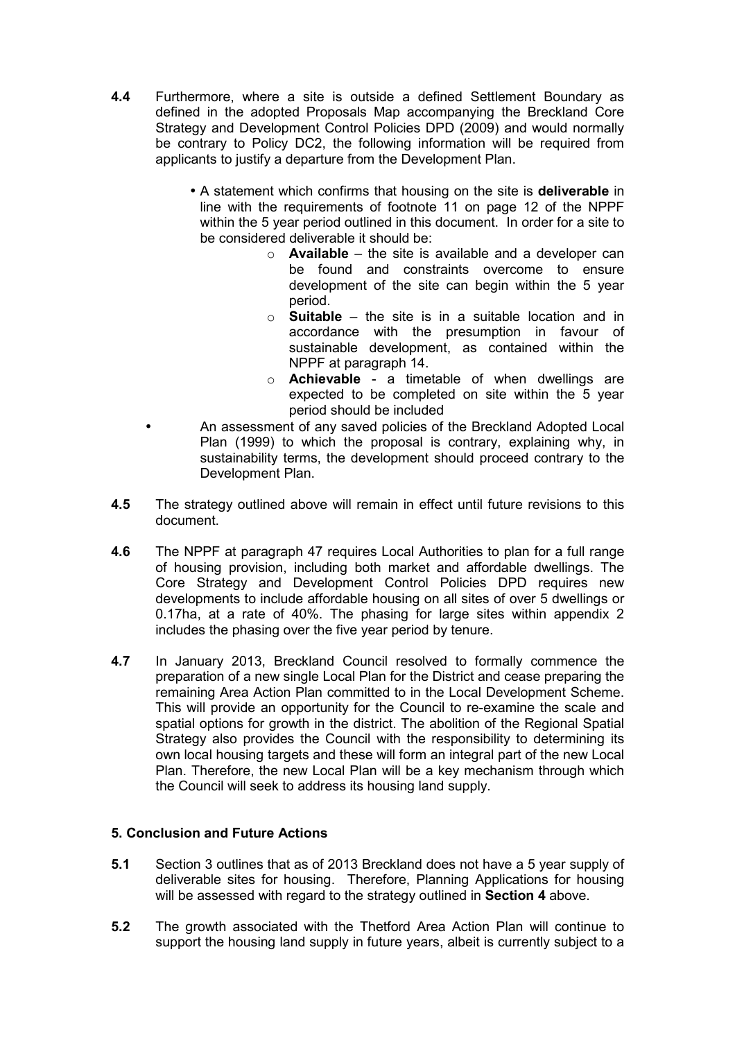**4.4** Furthermore, where a site is outside a defined Settlement Boundary as defined in the adopted Proposals Map accompanying the Breckland Core Strategy and Development Control Policies DPD (2009) and would normally be contrary to Policy DC2, the following information will be required from applicants to justify a departure from the Development Plan.

- A statement which confirms that housing on the site is **deliverable** in line with the requirements of footnote 11 on page 12 of the NPPF within the 5 year period outlined in this document. In order for a site to be considered deliverable it should be:
    - **Available** – the site is available and a developer can be found and constraints overcome to ensure development of the site can begin within the 5 year period.
    - **Suitable** – the site is in a suitable location and in accordance with the presumption in favour of sustainable development, as contained within the NPPF at paragraph 14.
    - **Achievable** - a timetable of when dwellings are expected to be completed on site within the 5 year period should be included
- An assessment of any saved policies of the Breckland Adopted Local Plan (1999) to which the proposal is contrary, explaining why, in sustainability terms, the development should proceed contrary to the Development Plan.

**4.5** The strategy outlined above will remain in effect until future revisions to this document.

**4.6** The NPPF at paragraph 47 requires Local Authorities to plan for a full range of housing provision, including both market and affordable dwellings. The Core Strategy and Development Control Policies DPD requires new developments to include affordable housing on all sites of over 5 dwellings or 0.17ha, at a rate of 40%. The phasing for large sites within appendix 2 includes the phasing over the five year period by tenure.

**4.7** In January 2013, Breckland Council resolved to formally commence the preparation of a new single Local Plan for the District and cease preparing the remaining Area Action Plan committed to in the Local Development Scheme. This will provide an opportunity for the Council to re-examine the scale and spatial options for growth in the district. The abolition of the Regional Spatial Strategy also provides the Council with the responsibility to determining its own local housing targets and these will form an integral part of the new Local Plan. Therefore, the new Local Plan will be a key mechanism through which the Council will seek to address its housing land supply.

## 5. Conclusion and Future Actions

**5.1** Section 3 outlines that as of 2013 Breckland does not have a 5 year supply of deliverable sites for housing. Therefore, Planning Applications for housing will be assessed with regard to the strategy outlined in **Section 4** above.

**5.2** The growth associated with the Thetford Area Action Plan will continue to support the housing land supply in future years, albeit is currently subject to a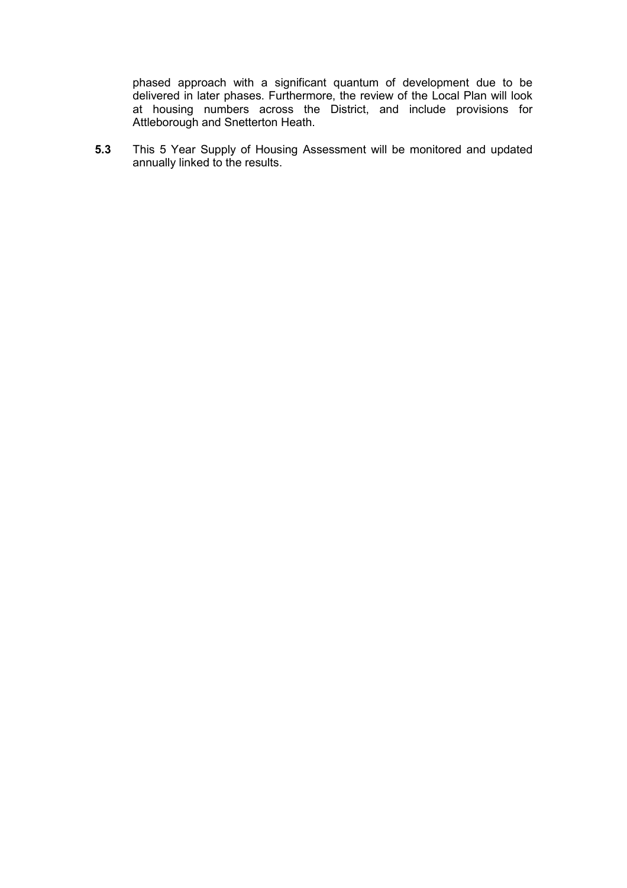phased approach with a significant quantum of development due to be delivered in later phases. Furthermore, the review of the Local Plan will look at housing numbers across the District, and include provisions for Attleborough and Snetterton Heath.

**5.3** This 5 Year Supply of Housing Assessment will be monitored and updated annually linked to the results.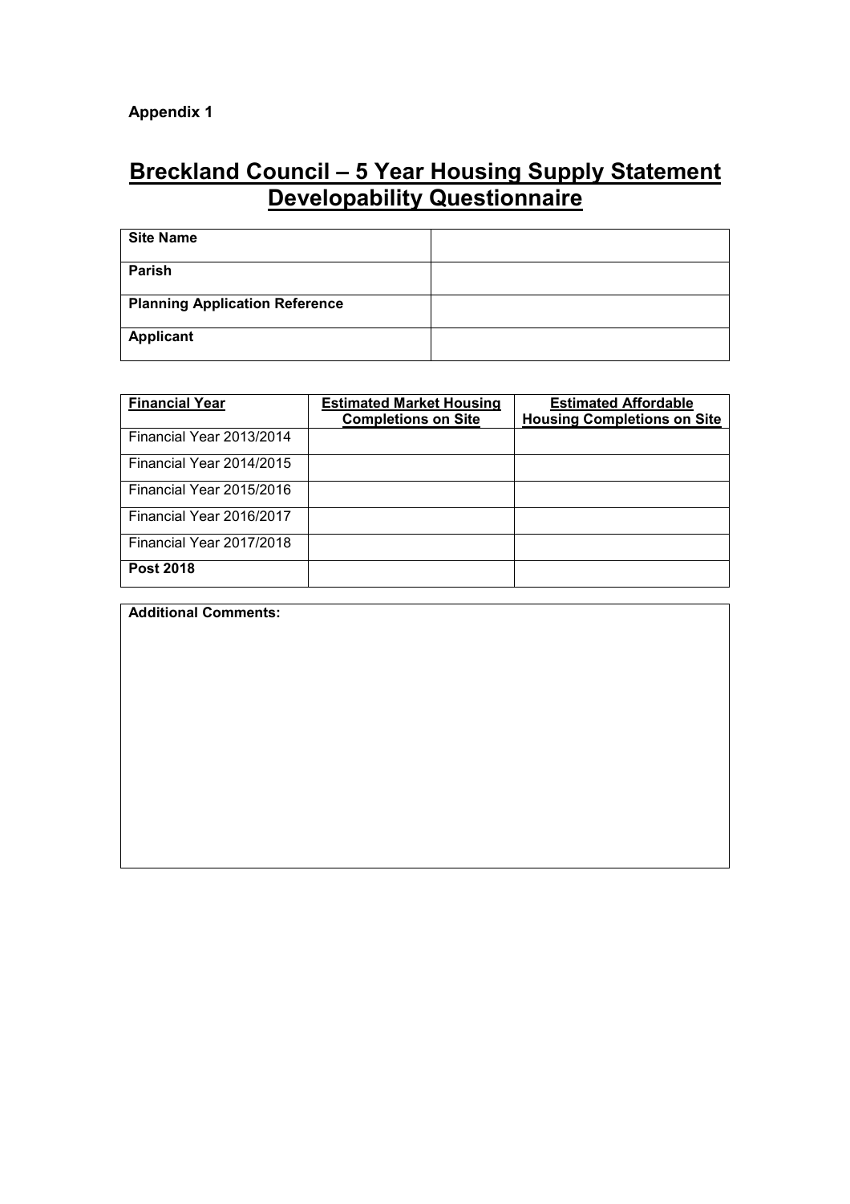**Appendix 1**

# Breckland Council – 5 Year Housing Supply Statement Developability Questionnaire

| **Site Name** | |
|---|---|
| **Parish** | |
| **Planning Application Reference** | |
| **Applicant** | |

| **Financial Year** | **Estimated Market Housing Completions on Site** | **Estimated Affordable Housing Completions on Site** |
|---|---|---|
| Financial Year 2013/2014 | | |
| Financial Year 2014/2015 | | |
| Financial Year 2015/2016 | | |
| Financial Year 2016/2017 | | |
| Financial Year 2017/2018 | | |
| **Post 2018** | | |

| **Additional Comments:** |
|---|
| |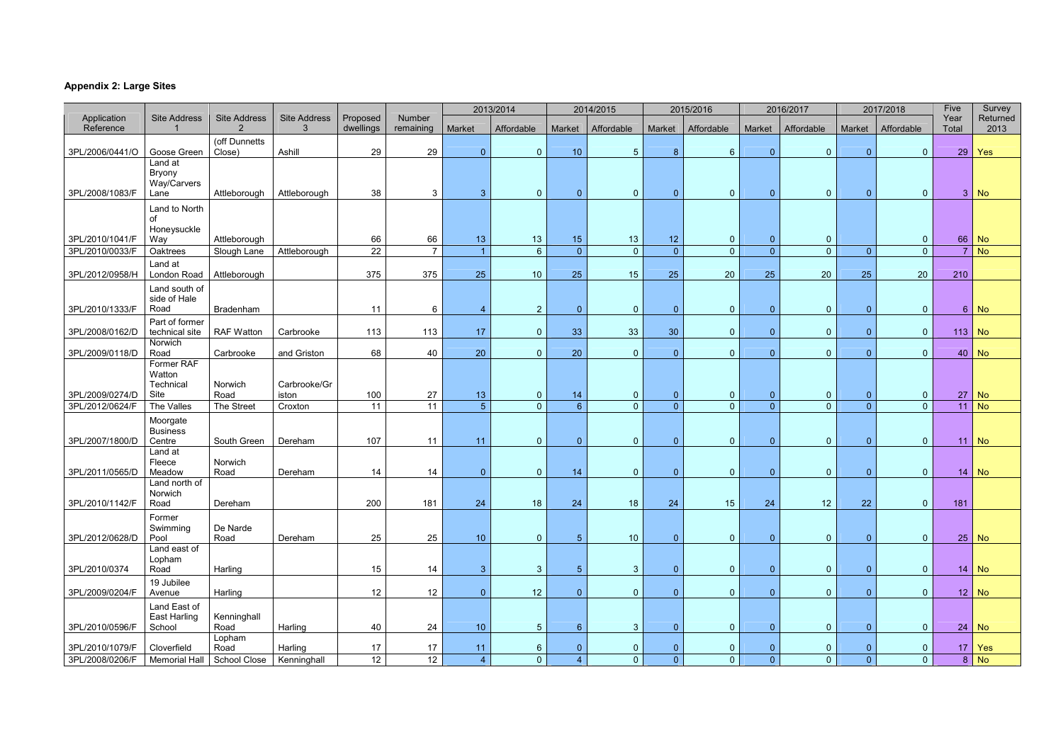### Appendix 2: Large Sites

| Application Reference | Site Address 1 | Site Address 2 | Site Address 3 | Proposed dwellings | Number remaining | 2013/2014 | | 2014/2015 | | 2015/2016 | | 2016/2017 | | 2017/2018 | | Five Year Total | Survey Returned 2013 |
|---|---|---|---|---|---|---|---|---|---|---|---|---|---|---|---|---|---|
| | | | | | | Market | Affordable | Market | Affordable | Market | Affordable | Market | Affordable | Market | Affordable | | |
| 3PL/2006/0441/O | Goose Green | (off Dunnetts Close) | Ashill | 29 | 29 | 0 | 0 | 10 | 5 | 8 | 6 | 0 | 0 | 0 | 0 | 29 | Yes |
| 3PL/2008/1083/F | Land at Bryony Way/Carvers Lane | Attleborough | Attleborough | 38 | 3 | 3 | 0 | 0 | 0 | 0 | 0 | 0 | 0 | 0 | 0 | 3 | No |
| 3PL/2010/1041/F | Land to North of Honeysuckle Way | Attleborough | | 66 | 66 | 13 | 13 | 15 | 13 | 12 | 0 | 0 | 0 | | 0 | 66 | No |
| 3PL/2010/0033/F | Oaktrees | Slough Lane | Attleborough | 22 | 7 | 1 | 6 | 0 | 0 | 0 | 0 | 0 | 0 | 0 | 0 | 7 | No |
| 3PL/2012/0958/H | Land at London Road | Attleborough | | 375 | 375 | 25 | 10 | 25 | 15 | 25 | 20 | 25 | 20 | 25 | 20 | 210 | |
| 3PL/2010/1333/F | Land south of side of Hale Road | Bradenham | | 11 | 6 | 4 | 2 | 0 | 0 | 0 | 0 | 0 | 0 | 0 | 0 | 6 | No |
| 3PL/2008/0162/D | Part of former technical site | RAF Watton | Carbrooke | 113 | 113 | 17 | 0 | 33 | 33 | 30 | 0 | 0 | 0 | 0 | 0 | 113 | No |
| 3PL/2009/0118/D | Norwich Road | Carbrooke | and Griston | 68 | 40 | 20 | 0 | 20 | 0 | 0 | 0 | 0 | 0 | 0 | 0 | 40 | No |
| 3PL/2009/0274/D | Former RAF Watton Technical Site | Norwich Road | Carbrooke/Griston | 100 | 27 | 13 | 0 | 14 | 0 | 0 | 0 | 0 | 0 | 0 | 0 | 27 | No |
| 3PL/2012/0624/F | The Valles | The Street | Croxton | 11 | 11 | 5 | 0 | 6 | 0 | 0 | 0 | 0 | 0 | 0 | 0 | 11 | No |
| 3PL/2007/1800/D | Moorgate Business Centre | South Green | Dereham | 107 | 11 | 11 | 0 | 0 | 0 | 0 | 0 | 0 | 0 | 0 | 0 | 11 | No |
| 3PL/2011/0565/D | Land at Fleece Meadow | Norwich Road | Dereham | 14 | 14 | 0 | 0 | 14 | 0 | 0 | 0 | 0 | 0 | 0 | 0 | 14 | No |
| 3PL/2010/1142/F | Land north of Norwich Road | Dereham | | 200 | 181 | 24 | 18 | 24 | 18 | 24 | 15 | 24 | 12 | 22 | 0 | 181 | |
| 3PL/2012/0628/D | Former Swimming Pool | De Narde Road | Dereham | 25 | 25 | 10 | 0 | 5 | 10 | 0 | 0 | 0 | 0 | 0 | 0 | 25 | No |
| 3PL/2010/0374 | Land east of Lopham Road | Harling | | 15 | 14 | 3 | 3 | 5 | 3 | 0 | 0 | 0 | 0 | 0 | 0 | 14 | No |
| 3PL/2009/0204/F | 19 Jubilee Avenue | Harling | | 12 | 12 | 0 | 12 | 0 | 0 | 0 | 0 | 0 | 0 | 0 | 0 | 12 | No |
| 3PL/2010/0596/F | Land East of East Harling School | Kenninghall Road | Harling | 40 | 24 | 10 | 5 | 6 | 3 | 0 | 0 | 0 | 0 | 0 | 0 | 24 | No |
| 3PL/2010/1079/F | Cloverfield | Lopham Road | Harling | 17 | 17 | 11 | 6 | 0 | 0 | 0 | 0 | 0 | 0 | 0 | 0 | 17 | Yes |
| 3PL/2008/0206/F | Memorial Hall | School Close | Kenninghall | 12 | 12 | 4 | 0 | 4 | 0 | 0 | 0 | 0 | 0 | 0 | 0 | 8 | No |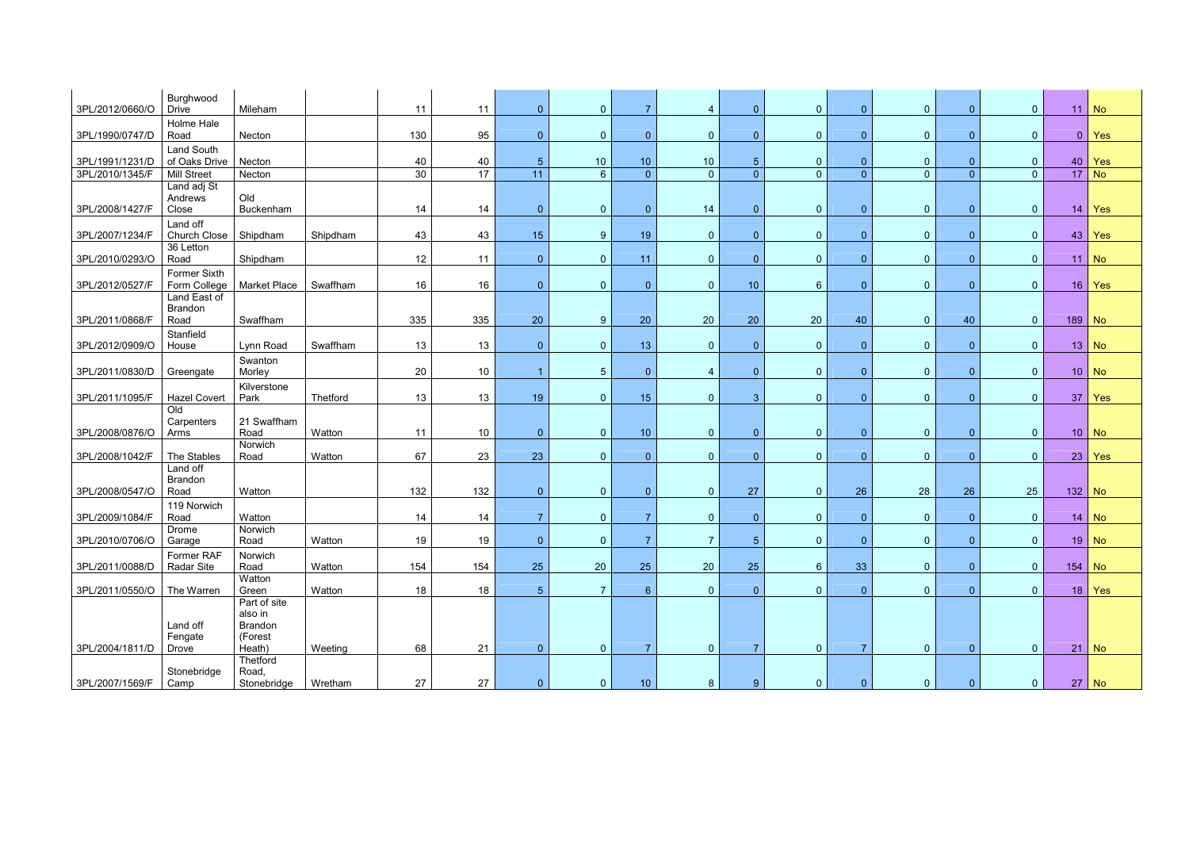| | | | | | | | | | | | | | | | | | |
|---|---|---|---|---|---|---|---|---|---|---|---|---|---|---|---|---|---|
| 3PL/2012/0660/O | Burghwood Drive | Mileham | | 11 | 11 | 0 | 0 | 7 | 4 | 0 | 0 | 0 | 0 | 0 | 0 | 11 | No |
| 3PL/1990/0747/D | Holme Hale Road | Necton | | 130 | 95 | 0 | 0 | 0 | 0 | 0 | 0 | 0 | 0 | 0 | 0 | 0 | Yes |
| 3PL/1991/1231/D | Land South of Oaks Drive | Necton | | 40 | 40 | 5 | 10 | 10 | 10 | 5 | 0 | 0 | 0 | 0 | 0 | 40 | Yes |
| 3PL/2010/1345/F | Mill Street | Necton | | 30 | 17 | 11 | 6 | 0 | 0 | 0 | 0 | 0 | 0 | 0 | 0 | 17 | No |
| 3PL/2008/1427/F | Land adj St Andrews Close | Old Buckenham | | 14 | 14 | 0 | 0 | 0 | 14 | 0 | 0 | 0 | 0 | 0 | 0 | 14 | Yes |
| 3PL/2007/1234/F | Land off Church Close | Shipdham | Shipdham | 43 | 43 | 15 | 9 | 19 | 0 | 0 | 0 | 0 | 0 | 0 | 0 | 43 | Yes |
| 3PL/2010/0293/O | 36 Letton Road | Shipdham | | 12 | 11 | 0 | 0 | 11 | 0 | 0 | 0 | 0 | 0 | 0 | 0 | 11 | No |
| 3PL/2012/0527/F | Former Sixth Form College | Market Place | Swaffham | 16 | 16 | 0 | 0 | 0 | 0 | 10 | 6 | 0 | 0 | 0 | 0 | 16 | Yes |
| 3PL/2011/0868/F | Land East of Brandon Road | Swaffham | | 335 | 335 | 20 | 9 | 20 | 20 | 20 | 20 | 40 | 0 | 40 | 0 | 189 | No |
| 3PL/2012/0909/O | Stanfield House | Lynn Road | Swaffham | 13 | 13 | 0 | 0 | 13 | 0 | 0 | 0 | 0 | 0 | 0 | 0 | 13 | No |
| 3PL/2011/0830/D | Greengate | Swanton Morley | | 20 | 10 | 1 | 5 | 0 | 4 | 0 | 0 | 0 | 0 | 0 | 0 | 10 | No |
| 3PL/2011/1095/F | Hazel Covert | Kilverstone Park | Thetford | 13 | 13 | 19 | 0 | 15 | 0 | 3 | 0 | 0 | 0 | 0 | 0 | 37 | Yes |
| 3PL/2008/0876/O | Old Carpenters Arms | 21 Swaffham Road | Watton | 11 | 10 | 0 | 0 | 10 | 0 | 0 | 0 | 0 | 0 | 0 | 0 | 10 | No |
| 3PL/2008/1042/F | The Stables | Norwich Road | Watton | 67 | 23 | 23 | 0 | 0 | 0 | 0 | 0 | 0 | 0 | 0 | 0 | 23 | Yes |
| 3PL/2008/0547/O | Land off Brandon Road | Watton | | 132 | 132 | 0 | 0 | 0 | 0 | 27 | 0 | 26 | 28 | 26 | 25 | 132 | No |
| 3PL/2009/1084/F | 119 Norwich Road | Watton | | 14 | 14 | 7 | 0 | 7 | 0 | 0 | 0 | 0 | 0 | 0 | 0 | 14 | No |
| 3PL/2010/0706/O | Drome Garage | Norwich Road | Watton | 19 | 19 | 0 | 0 | 7 | 7 | 5 | 0 | 0 | 0 | 0 | 0 | 19 | No |
| 3PL/2011/0088/D | Former RAF Radar Site | Norwich Road | Watton | 154 | 154 | 25 | 20 | 25 | 20 | 25 | 6 | 33 | 0 | 0 | 0 | 154 | No |
| 3PL/2011/0550/O | The Warren | Watton Green | Watton | 18 | 18 | 5 | 7 | 6 | 0 | 0 | 0 | 0 | 0 | 0 | 0 | 18 | Yes |
| 3PL/2004/1811/D | Land off Fengate Drove | Part of site also in Brandon (Forest Heath) | Weeting | 68 | 21 | 0 | 0 | 7 | 0 | 7 | 0 | 7 | 0 | 0 | 0 | 21 | No |
| 3PL/2007/1569/F | Stonebridge Camp | Thetford Road, Stonebridge | Wretham | 27 | 27 | 0 | 0 | 10 | 8 | 9 | 0 | 0 | 0 | 0 | 0 | 27 | No |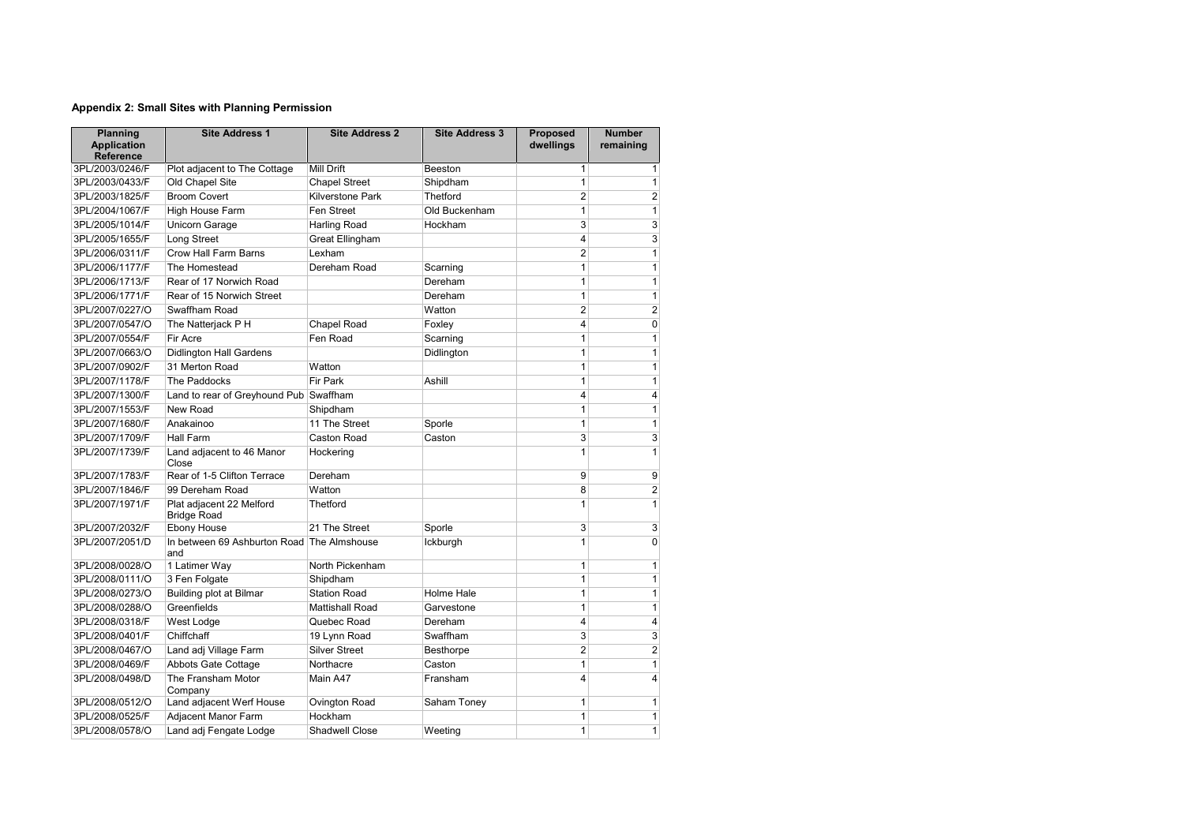### Appendix 2: Small Sites with Planning Permission

| Planning Application Reference | Site Address 1 | Site Address 2 | Site Address 3 | Proposed dwellings | Number remaining |
|---|---|---|---|---|---|
| 3PL/2003/0246/F | Plot adjacent to The Cottage | Mill Drift | Beeston | 1 | 1 |
| 3PL/2003/0433/F | Old Chapel Site | Chapel Street | Shipdham | 1 | 1 |
| 3PL/2003/1825/F | Broom Covert | Kilverstone Park | Thetford | 2 | 2 |
| 3PL/2004/1067/F | High House Farm | Fen Street | Old Buckenham | 1 | 1 |
| 3PL/2005/1014/F | Unicorn Garage | Harling Road | Hockham | 3 | 3 |
| 3PL/2005/1655/F | Long Street | Great Ellingham | | 4 | 3 |
| 3PL/2006/0311/F | Crow Hall Farm Barns | Lexham | | 2 | 1 |
| 3PL/2006/1177/F | The Homestead | Dereham Road | Scarning | 1 | 1 |
| 3PL/2006/1713/F | Rear of 17 Norwich Road | | Dereham | 1 | 1 |
| 3PL/2006/1771/F | Rear of 15 Norwich Street | | Dereham | 1 | 1 |
| 3PL/2007/0227/O | Swaffham Road | | Watton | 2 | 2 |
| 3PL/2007/0547/O | The Natterjack P H | Chapel Road | Foxley | 4 | 0 |
| 3PL/2007/0554/F | Fir Acre | Fen Road | Scarning | 1 | 1 |
| 3PL/2007/0663/O | Didlington Hall Gardens | | Didlington | 1 | 1 |
| 3PL/2007/0902/F | 31 Merton Road | Watton | | 1 | 1 |
| 3PL/2007/1178/F | The Paddocks | Fir Park | Ashill | 1 | 1 |
| 3PL/2007/1300/F | Land to rear of Greyhound Pub | Swaffham | | 4 | 4 |
| 3PL/2007/1553/F | New Road | Shipdham | | 1 | 1 |
| 3PL/2007/1680/F | Anakainoo | 11 The Street | Sporle | 1 | 1 |
| 3PL/2007/1709/F | Hall Farm | Caston Road | Caston | 3 | 3 |
| 3PL/2007/1739/F | Land adjacent to 46 Manor Close | Hockering | | 1 | 1 |
| 3PL/2007/1783/F | Rear of 1-5 Clifton Terrace | Dereham | | 9 | 9 |
| 3PL/2007/1846/F | 99 Dereham Road | Watton | | 8 | 2 |
| 3PL/2007/1971/F | Plat adjacent 22 Melford Bridge Road | Thetford | | 1 | 1 |
| 3PL/2007/2032/F | Ebony House | 21 The Street | Sporle | 3 | 3 |
| 3PL/2007/2051/D | In between 69 Ashburton Road and | The Almshouse | Ickburgh | 1 | 0 |
| 3PL/2008/0028/O | 1 Latimer Way | North Pickenham | | 1 | 1 |
| 3PL/2008/0111/O | 3 Fen Folgate | Shipdham | | 1 | 1 |
| 3PL/2008/0273/O | Building plot at Bilmar | Station Road | Holme Hale | 1 | 1 |
| 3PL/2008/0288/O | Greenfields | Mattishall Road | Garvestone | 1 | 1 |
| 3PL/2008/0318/F | West Lodge | Quebec Road | Dereham | 4 | 4 |
| 3PL/2008/0401/F | Chiffchaff | 19 Lynn Road | Swaffham | 3 | 3 |
| 3PL/2008/0467/O | Land adj Village Farm | Silver Street | Besthorpe | 2 | 2 |
| 3PL/2008/0469/F | Abbots Gate Cottage | Northacre | Caston | 1 | 1 |
| 3PL/2008/0498/D | The Fransham Motor Company | Main A47 | Fransham | 4 | 4 |
| 3PL/2008/0512/O | Land adjacent Werf House | Ovington Road | Saham Toney | 1 | 1 |
| 3PL/2008/0525/F | Adjacent Manor Farm | Hockham | | 1 | 1 |
| 3PL/2008/0578/O | Land adj Fengate Lodge | Shadwell Close | Weeting | 1 | 1 |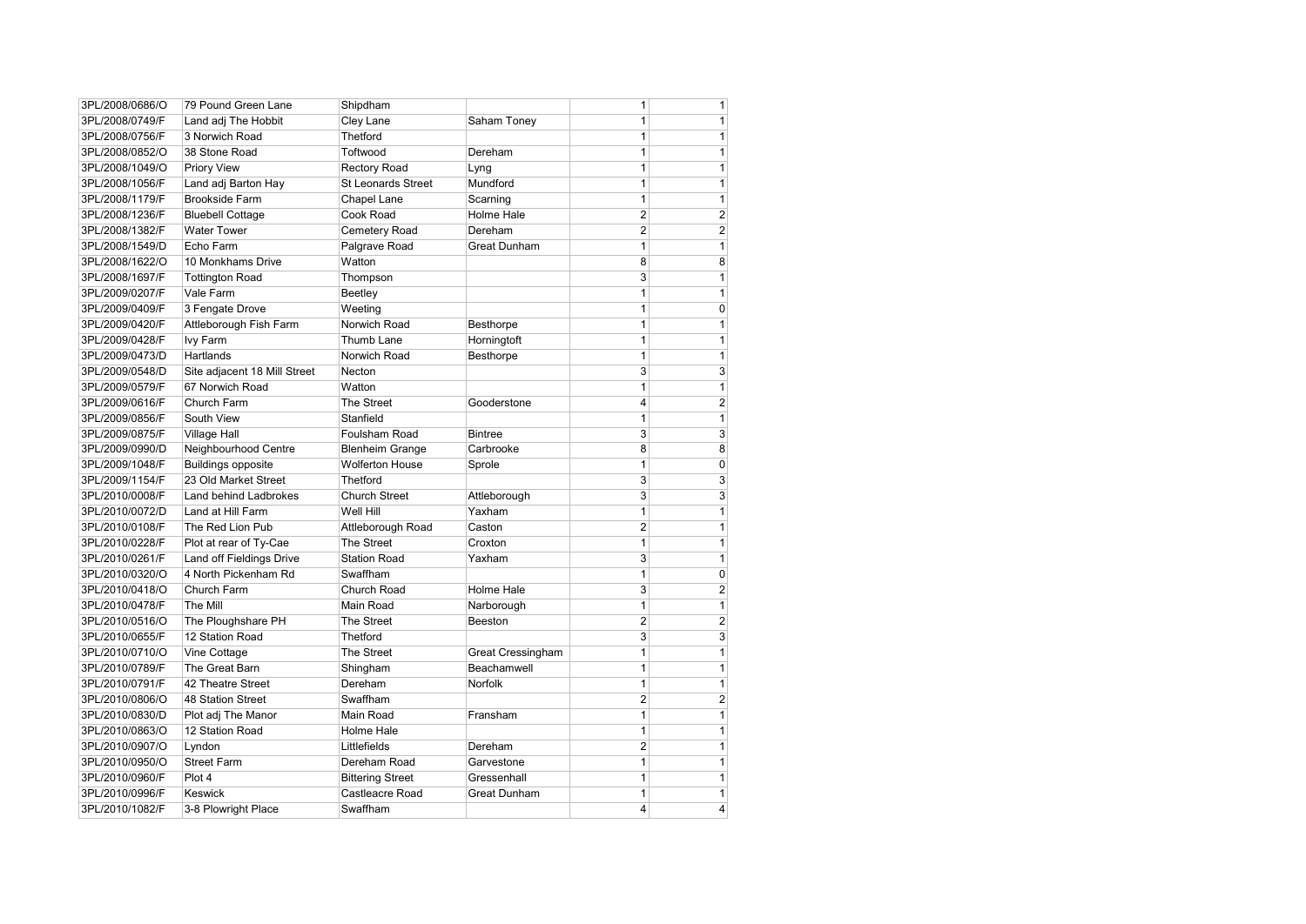| | | | | | |
|---|---|---|---|---|---|
| 3PL/2008/0686/O | 79 Pound Green Lane | Shipdham | | 1 | 1 |
| 3PL/2008/0749/F | Land adj The Hobbit | Cley Lane | Saham Toney | 1 | 1 |
| 3PL/2008/0756/F | 3 Norwich Road | Thetford | | 1 | 1 |
| 3PL/2008/0852/O | 38 Stone Road | Toftwood | Dereham | 1 | 1 |
| 3PL/2008/1049/O | Priory View | Rectory Road | Lyng | 1 | 1 |
| 3PL/2008/1056/F | Land adj Barton Hay | St Leonards Street | Mundford | 1 | 1 |
| 3PL/2008/1179/F | Brookside Farm | Chapel Lane | Scarning | 1 | 1 |
| 3PL/2008/1236/F | Bluebell Cottage | Cook Road | Holme Hale | 2 | 2 |
| 3PL/2008/1382/F | Water Tower | Cemetery Road | Dereham | 2 | 2 |
| 3PL/2008/1549/D | Echo Farm | Palgrave Road | Great Dunham | 1 | 1 |
| 3PL/2008/1622/O | 10 Monkhams Drive | Watton | | 8 | 8 |
| 3PL/2008/1697/F | Tottington Road | Thompson | | 3 | 1 |
| 3PL/2009/0207/F | Vale Farm | Beetley | | 1 | 1 |
| 3PL/2009/0409/F | 3 Fengate Drove | Weeting | | 1 | 0 |
| 3PL/2009/0420/F | Attleborough Fish Farm | Norwich Road | Besthorpe | 1 | 1 |
| 3PL/2009/0428/F | Ivy Farm | Thumb Lane | Horningtoft | 1 | 1 |
| 3PL/2009/0473/D | Hartlands | Norwich Road | Besthorpe | 1 | 1 |
| 3PL/2009/0548/D | Site adjacent 18 Mill Street | Necton | | 3 | 3 |
| 3PL/2009/0579/F | 67 Norwich Road | Watton | | 1 | 1 |
| 3PL/2009/0616/F | Church Farm | The Street | Gooderstone | 4 | 2 |
| 3PL/2009/0856/F | South View | Stanfield | | 1 | 1 |
| 3PL/2009/0875/F | Village Hall | Foulsham Road | Bintree | 3 | 3 |
| 3PL/2009/0990/D | Neighbourhood Centre | Blenheim Grange | Carbrooke | 8 | 8 |
| 3PL/2009/1048/F | Buildings opposite | Wolferton House | Sprole | 1 | 0 |
| 3PL/2009/1154/F | 23 Old Market Street | Thetford | | 3 | 3 |
| 3PL/2010/0008/F | Land behind Ladbrokes | Church Street | Attleborough | 3 | 3 |
| 3PL/2010/0072/D | Land at Hill Farm | Well Hill | Yaxham | 1 | 1 |
| 3PL/2010/0108/F | The Red Lion Pub | Attleborough Road | Caston | 2 | 1 |
| 3PL/2010/0228/F | Plot at rear of Ty-Cae | The Street | Croxton | 1 | 1 |
| 3PL/2010/0261/F | Land off Fieldings Drive | Station Road | Yaxham | 3 | 1 |
| 3PL/2010/0320/O | 4 North Pickenham Rd | Swaffham | | 1 | 0 |
| 3PL/2010/0418/O | Church Farm | Church Road | Holme Hale | 3 | 2 |
| 3PL/2010/0478/F | The Mill | Main Road | Narborough | 1 | 1 |
| 3PL/2010/0516/O | The Ploughshare PH | The Street | Beeston | 2 | 2 |
| 3PL/2010/0655/F | 12 Station Road | Thetford | | 3 | 3 |
| 3PL/2010/0710/O | Vine Cottage | The Street | Great Cressingham | 1 | 1 |
| 3PL/2010/0789/F | The Great Barn | Shingham | Beachamwell | 1 | 1 |
| 3PL/2010/0791/F | 42 Theatre Street | Dereham | Norfolk | 1 | 1 |
| 3PL/2010/0806/O | 48 Station Street | Swaffham | | 2 | 2 |
| 3PL/2010/0830/D | Plot adj The Manor | Main Road | Fransham | 1 | 1 |
| 3PL/2010/0863/O | 12 Station Road | Holme Hale | | 1 | 1 |
| 3PL/2010/0907/O | Lyndon | Littlefields | Dereham | 2 | 1 |
| 3PL/2010/0950/O | Street Farm | Dereham Road | Garvestone | 1 | 1 |
| 3PL/2010/0960/F | Plot 4 | Bittering Street | Gressenhall | 1 | 1 |
| 3PL/2010/0996/F | Keswick | Castleacre Road | Great Dunham | 1 | 1 |
| 3PL/2010/1082/F | 3-8 Plowright Place | Swaffham | | 4 | 4 |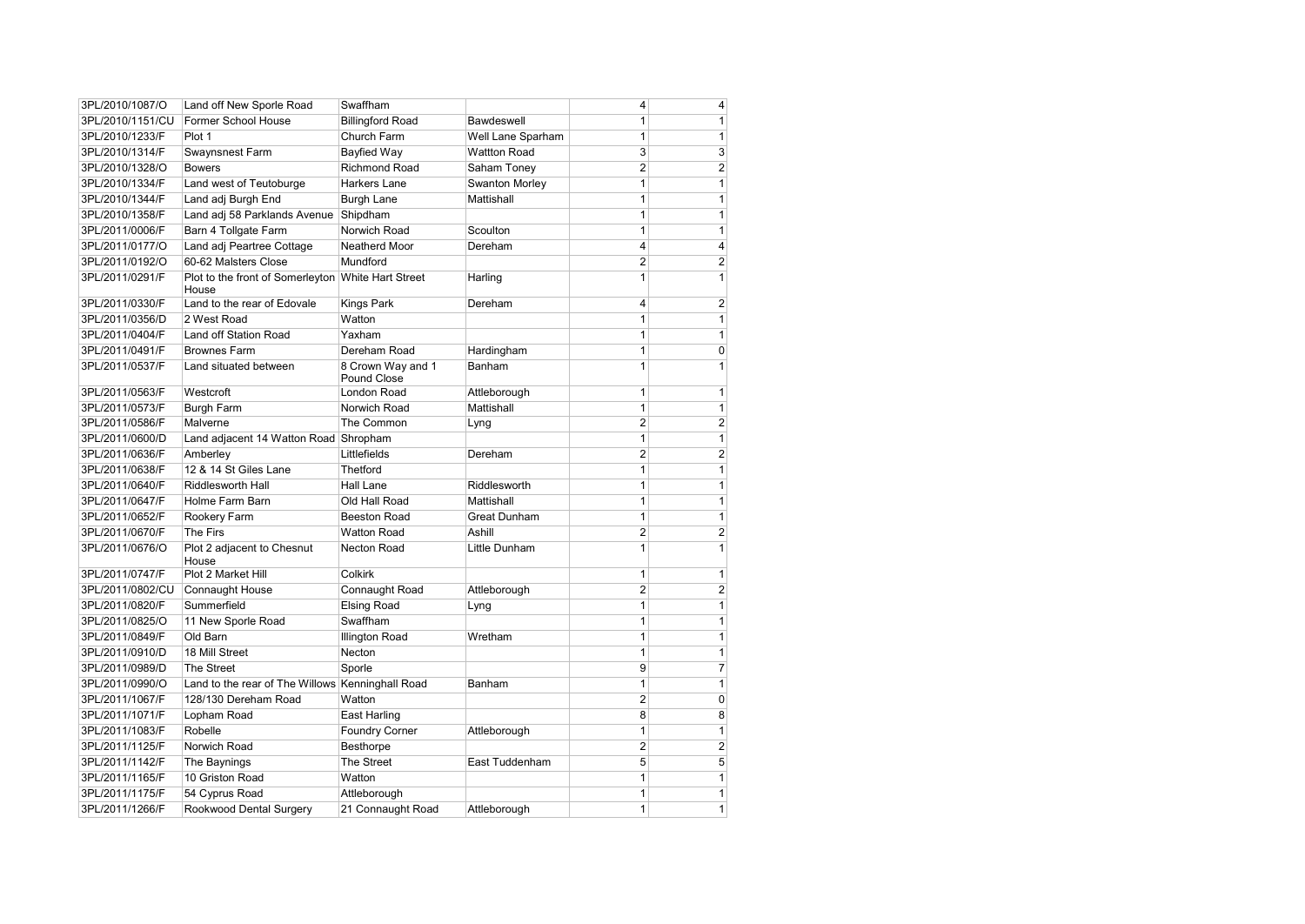| | | | | | |
|---|---|---|---|---|---|
| 3PL/2010/1087/O | Land off New Sporle Road | Swaffham | | 4 | 4 |
| 3PL/2010/1151/CU | Former School House | Billingford Road | Bawdeswell | 1 | 1 |
| 3PL/2010/1233/F | Plot 1 | Church Farm | Well Lane Sparham | 1 | 1 |
| 3PL/2010/1314/F | Swaynsnest Farm | Bayfied Way | Wattton Road | 3 | 3 |
| 3PL/2010/1328/O | Bowers | Richmond Road | Saham Toney | 2 | 2 |
| 3PL/2010/1334/F | Land west of Teutoburge | Harkers Lane | Swanton Morley | 1 | 1 |
| 3PL/2010/1344/F | Land adj Burgh End | Burgh Lane | Mattishall | 1 | 1 |
| 3PL/2010/1358/F | Land adj 58 Parklands Avenue | Shipdham | | 1 | 1 |
| 3PL/2011/0006/F | Barn 4 Tollgate Farm | Norwich Road | Scoulton | 1 | 1 |
| 3PL/2011/0177/O | Land adj Peartree Cottage | Neatherd Moor | Dereham | 4 | 4 |
| 3PL/2011/0192/O | 60-62 Malsters Close | Mundford | | 2 | 2 |
| 3PL/2011/0291/F | Plot to the front of Somerleyton House | White Hart Street | Harling | 1 | 1 |
| 3PL/2011/0330/F | Land to the rear of Edovale | Kings Park | Dereham | 4 | 2 |
| 3PL/2011/0356/D | 2 West Road | Watton | | 1 | 1 |
| 3PL/2011/0404/F | Land off Station Road | Yaxham | | 1 | 1 |
| 3PL/2011/0491/F | Brownes Farm | Dereham Road | Hardingham | 1 | 0 |
| 3PL/2011/0537/F | Land situated between | 8 Crown Way and 1 Pound Close | Banham | 1 | 1 |
| 3PL/2011/0563/F | Westcroft | London Road | Attleborough | 1 | 1 |
| 3PL/2011/0573/F | Burgh Farm | Norwich Road | Mattishall | 1 | 1 |
| 3PL/2011/0586/F | Malverne | The Common | Lyng | 2 | 2 |
| 3PL/2011/0600/D | Land adjacent 14 Watton Road | Shropham | | 1 | 1 |
| 3PL/2011/0636/F | Amberley | Littlefields | Dereham | 2 | 2 |
| 3PL/2011/0638/F | 12 & 14 St Giles Lane | Thetford | | 1 | 1 |
| 3PL/2011/0640/F | Riddlesworth Hall | Hall Lane | Riddlesworth | 1 | 1 |
| 3PL/2011/0647/F | Holme Farm Barn | Old Hall Road | Mattishall | 1 | 1 |
| 3PL/2011/0652/F | Rookery Farm | Beeston Road | Great Dunham | 1 | 1 |
| 3PL/2011/0670/F | The Firs | Watton Road | Ashill | 2 | 2 |
| 3PL/2011/0676/O | Plot 2 adjacent to Chesnut House | Necton Road | Little Dunham | 1 | 1 |
| 3PL/2011/0747/F | Plot 2 Market Hill | Colkirk | | 1 | 1 |
| 3PL/2011/0802/CU | Connaught House | Connaught Road | Attleborough | 2 | 2 |
| 3PL/2011/0820/F | Summerfield | Elsing Road | Lyng | 1 | 1 |
| 3PL/2011/0825/O | 11 New Sporle Road | Swaffham | | 1 | 1 |
| 3PL/2011/0849/F | Old Barn | Illington Road | Wretham | 1 | 1 |
| 3PL/2011/0910/D | 18 Mill Street | Necton | | 1 | 1 |
| 3PL/2011/0989/D | The Street | Sporle | | 9 | 7 |
| 3PL/2011/0990/O | Land to the rear of The Willows | Kenninghall Road | Banham | 1 | 1 |
| 3PL/2011/1067/F | 128/130 Dereham Road | Watton | | 2 | 0 |
| 3PL/2011/1071/F | Lopham Road | East Harling | | 8 | 8 |
| 3PL/2011/1083/F | Robelle | Foundry Corner | Attleborough | 1 | 1 |
| 3PL/2011/1125/F | Norwich Road | Besthorpe | | 2 | 2 |
| 3PL/2011/1142/F | The Baynings | The Street | East Tuddenham | 5 | 5 |
| 3PL/2011/1165/F | 10 Griston Road | Watton | | 1 | 1 |
| 3PL/2011/1175/F | 54 Cyprus Road | Attleborough | | 1 | 1 |
| 3PL/2011/1266/F | Rookwood Dental Surgery | 21 Connaught Road | Attleborough | 1 | 1 |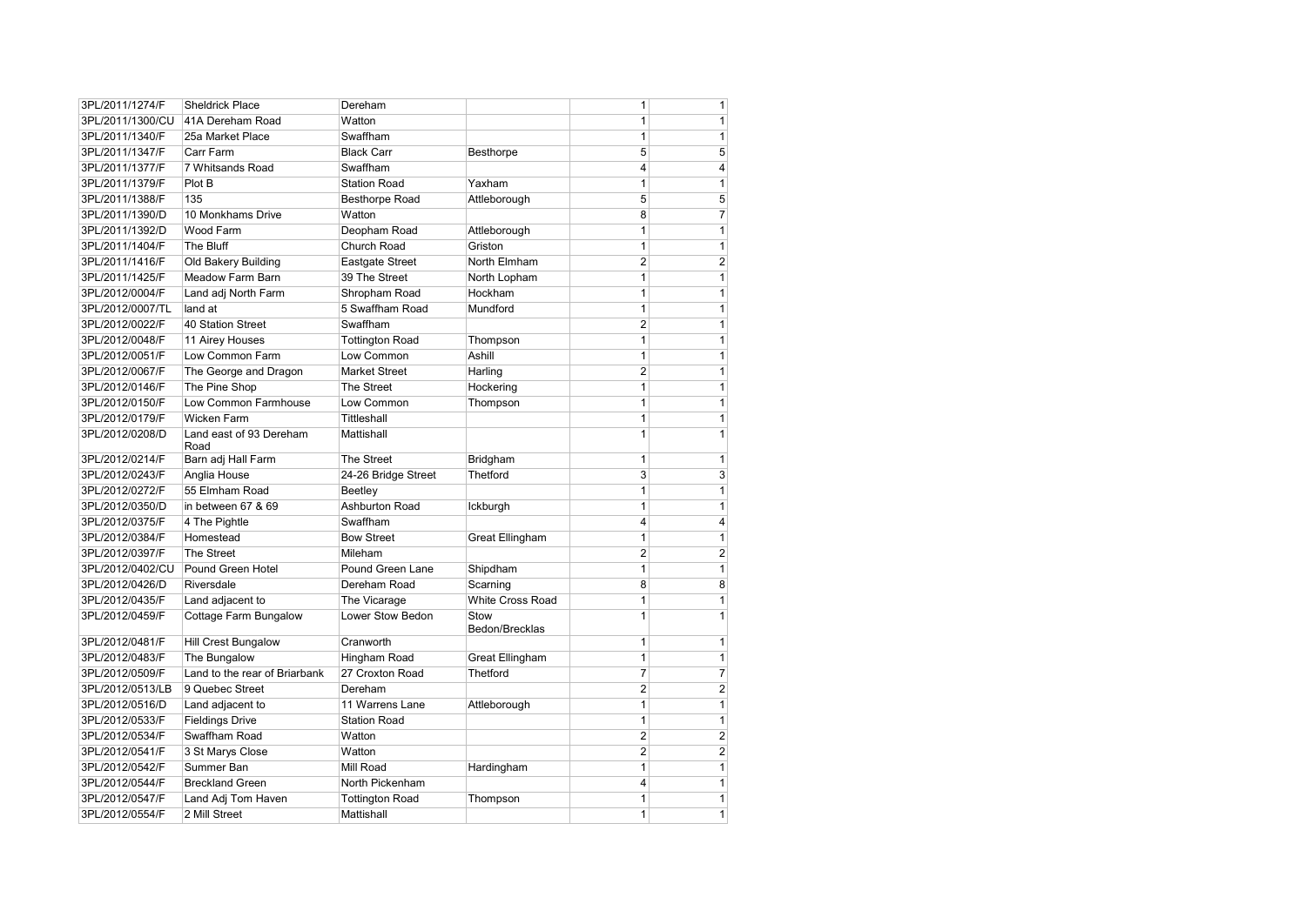| | | | | | |
|---|---|---|---|---|---|
| 3PL/2011/1274/F | Sheldrick Place | Dereham | | 1 | 1 |
| 3PL/2011/1300/CU | 41A Dereham Road | Watton | | 1 | 1 |
| 3PL/2011/1340/F | 25a Market Place | Swaffham | | 1 | 1 |
| 3PL/2011/1347/F | Carr Farm | Black Carr | Besthorpe | 5 | 5 |
| 3PL/2011/1377/F | 7 Whitsands Road | Swaffham | | 4 | 4 |
| 3PL/2011/1379/F | Plot B | Station Road | Yaxham | 1 | 1 |
| 3PL/2011/1388/F | 135 | Besthorpe Road | Attleborough | 5 | 5 |
| 3PL/2011/1390/D | 10 Monkhams Drive | Watton | | 8 | 7 |
| 3PL/2011/1392/D | Wood Farm | Deopham Road | Attleborough | 1 | 1 |
| 3PL/2011/1404/F | The Bluff | Church Road | Griston | 1 | 1 |
| 3PL/2011/1416/F | Old Bakery Building | Eastgate Street | North Elmham | 2 | 2 |
| 3PL/2011/1425/F | Meadow Farm Barn | 39 The Street | North Lopham | 1 | 1 |
| 3PL/2012/0004/F | Land adj North Farm | Shropham Road | Hockham | 1 | 1 |
| 3PL/2012/0007/TL | land at | 5 Swaffham Road | Mundford | 1 | 1 |
| 3PL/2012/0022/F | 40 Station Street | Swaffham | | 2 | 1 |
| 3PL/2012/0048/F | 11 Airey Houses | Tottington Road | Thompson | 1 | 1 |
| 3PL/2012/0051/F | Low Common Farm | Low Common | Ashill | 1 | 1 |
| 3PL/2012/0067/F | The George and Dragon | Market Street | Harling | 2 | 1 |
| 3PL/2012/0146/F | The Pine Shop | The Street | Hockering | 1 | 1 |
| 3PL/2012/0150/F | Low Common Farmhouse | Low Common | Thompson | 1 | 1 |
| 3PL/2012/0179/F | Wicken Farm | Tittleshall | | 1 | 1 |
| 3PL/2012/0208/D | Land east of 93 Dereham Road | Mattishall | | 1 | 1 |
| 3PL/2012/0214/F | Barn adj Hall Farm | The Street | Bridgham | 1 | 1 |
| 3PL/2012/0243/F | Anglia House | 24-26 Bridge Street | Thetford | 3 | 3 |
| 3PL/2012/0272/F | 55 Elmham Road | Beetley | | 1 | 1 |
| 3PL/2012/0350/D | in between 67 & 69 | Ashburton Road | Ickburgh | 1 | 1 |
| 3PL/2012/0375/F | 4 The Pightle | Swaffham | | 4 | 4 |
| 3PL/2012/0384/F | Homestead | Bow Street | Great Ellingham | 1 | 1 |
| 3PL/2012/0397/F | The Street | Mileham | | 2 | 2 |
| 3PL/2012/0402/CU | Pound Green Hotel | Pound Green Lane | Shipdham | 1 | 1 |
| 3PL/2012/0426/D | Riversdale | Dereham Road | Scarning | 8 | 8 |
| 3PL/2012/0435/F | Land adjacent to | The Vicarage | White Cross Road | 1 | 1 |
| 3PL/2012/0459/F | Cottage Farm Bungalow | Lower Stow Bedon | Stow Bedon/Brecklas | 1 | 1 |
| 3PL/2012/0481/F | Hill Crest Bungalow | Cranworth | | 1 | 1 |
| 3PL/2012/0483/F | The Bungalow | Hingham Road | Great Ellingham | 1 | 1 |
| 3PL/2012/0509/F | Land to the rear of Briarbank | 27 Croxton Road | Thetford | 7 | 7 |
| 3PL/2012/0513/LB | 9 Quebec Street | Dereham | | 2 | 2 |
| 3PL/2012/0516/D | Land adjacent to | 11 Warrens Lane | Attleborough | 1 | 1 |
| 3PL/2012/0533/F | Fieldings Drive | Station Road | | 1 | 1 |
| 3PL/2012/0534/F | Swaffham Road | Watton | | 2 | 2 |
| 3PL/2012/0541/F | 3 St Marys Close | Watton | | 2 | 2 |
| 3PL/2012/0542/F | Summer Ban | Mill Road | Hardingham | 1 | 1 |
| 3PL/2012/0544/F | Breckland Green | North Pickenham | | 4 | 1 |
| 3PL/2012/0547/F | Land Adj Tom Haven | Tottington Road | Thompson | 1 | 1 |
| 3PL/2012/0554/F | 2 Mill Street | Mattishall | | 1 | 1 |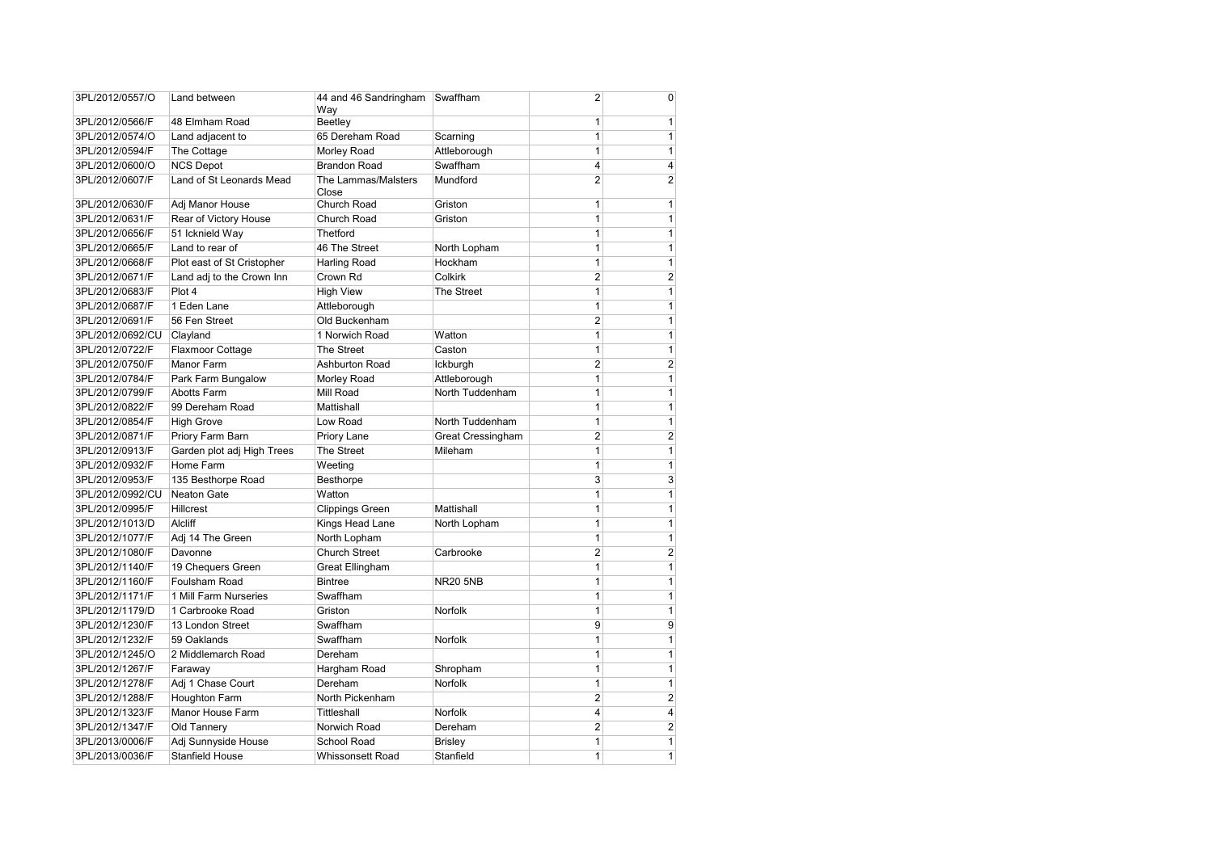| | | | | | |
|---|---|---|---|---|---|
| 3PL/2012/0557/O | Land between | 44 and 46 Sandringham Way | Swaffham | 2 | 0 |
| 3PL/2012/0566/F | 48 Elmham Road | Beetley | | 1 | 1 |
| 3PL/2012/0574/O | Land adjacent to | 65 Dereham Road | Scarning | 1 | 1 |
| 3PL/2012/0594/F | The Cottage | Morley Road | Attleborough | 1 | 1 |
| 3PL/2012/0600/O | NCS Depot | Brandon Road | Swaffham | 4 | 4 |
| 3PL/2012/0607/F | Land of St Leonards Mead | The Lammas/Malsters Close | Mundford | 2 | 2 |
| 3PL/2012/0630/F | Adj Manor House | Church Road | Griston | 1 | 1 |
| 3PL/2012/0631/F | Rear of Victory House | Church Road | Griston | 1 | 1 |
| 3PL/2012/0656/F | 51 Icknield Way | Thetford | | 1 | 1 |
| 3PL/2012/0665/F | Land to rear of | 46 The Street | North Lopham | 1 | 1 |
| 3PL/2012/0668/F | Plot east of St Cristopher | Harling Road | Hockham | 1 | 1 |
| 3PL/2012/0671/F | Land adj to the Crown Inn | Crown Rd | Colkirk | 2 | 2 |
| 3PL/2012/0683/F | Plot 4 | High View | The Street | 1 | 1 |
| 3PL/2012/0687/F | 1 Eden Lane | Attleborough | | 1 | 1 |
| 3PL/2012/0691/F | 56 Fen Street | Old Buckenham | | 2 | 1 |
| 3PL/2012/0692/CU | Clayland | 1 Norwich Road | Watton | 1 | 1 |
| 3PL/2012/0722/F | Flaxmoor Cottage | The Street | Caston | 1 | 1 |
| 3PL/2012/0750/F | Manor Farm | Ashburton Road | Ickburgh | 2 | 2 |
| 3PL/2012/0784/F | Park Farm Bungalow | Morley Road | Attleborough | 1 | 1 |
| 3PL/2012/0799/F | Abotts Farm | Mill Road | North Tuddenham | 1 | 1 |
| 3PL/2012/0822/F | 99 Dereham Road | Mattishall | | 1 | 1 |
| 3PL/2012/0854/F | High Grove | Low Road | North Tuddenham | 1 | 1 |
| 3PL/2012/0871/F | Priory Farm Barn | Priory Lane | Great Cressingham | 2 | 2 |
| 3PL/2012/0913/F | Garden plot adj High Trees | The Street | Mileham | 1 | 1 |
| 3PL/2012/0932/F | Home Farm | Weeting | | 1 | 1 |
| 3PL/2012/0953/F | 135 Besthorpe Road | Besthorpe | | 3 | 3 |
| 3PL/2012/0992/CU | Neaton Gate | Watton | | 1 | 1 |
| 3PL/2012/0995/F | Hillcrest | Clippings Green | Mattishall | 1 | 1 |
| 3PL/2012/1013/D | Alcliff | Kings Head Lane | North Lopham | 1 | 1 |
| 3PL/2012/1077/F | Adj 14 The Green | North Lopham | | 1 | 1 |
| 3PL/2012/1080/F | Davonne | Church Street | Carbrooke | 2 | 2 |
| 3PL/2012/1140/F | 19 Chequers Green | Great Ellingham | | 1 | 1 |
| 3PL/2012/1160/F | Foulsham Road | Bintree | NR20 5NB | 1 | 1 |
| 3PL/2012/1171/F | 1 Mill Farm Nurseries | Swaffham | | 1 | 1 |
| 3PL/2012/1179/D | 1 Carbrooke Road | Griston | Norfolk | 1 | 1 |
| 3PL/2012/1230/F | 13 London Street | Swaffham | | 9 | 9 |
| 3PL/2012/1232/F | 59 Oaklands | Swaffham | Norfolk | 1 | 1 |
| 3PL/2012/1245/O | 2 Middlemarch Road | Dereham | | 1 | 1 |
| 3PL/2012/1267/F | Faraway | Hargham Road | Shropham | 1 | 1 |
| 3PL/2012/1278/F | Adj 1 Chase Court | Dereham | Norfolk | 1 | 1 |
| 3PL/2012/1288/F | Houghton Farm | North Pickenham | | 2 | 2 |
| 3PL/2012/1323/F | Manor House Farm | Tittleshall | Norfolk | 4 | 4 |
| 3PL/2012/1347/F | Old Tannery | Norwich Road | Dereham | 2 | 2 |
| 3PL/2013/0006/F | Adj Sunnyside House | School Road | Brisley | 1 | 1 |
| 3PL/2013/0036/F | Stanfield House | Whissonsett Road | Stanfield | 1 | 1 |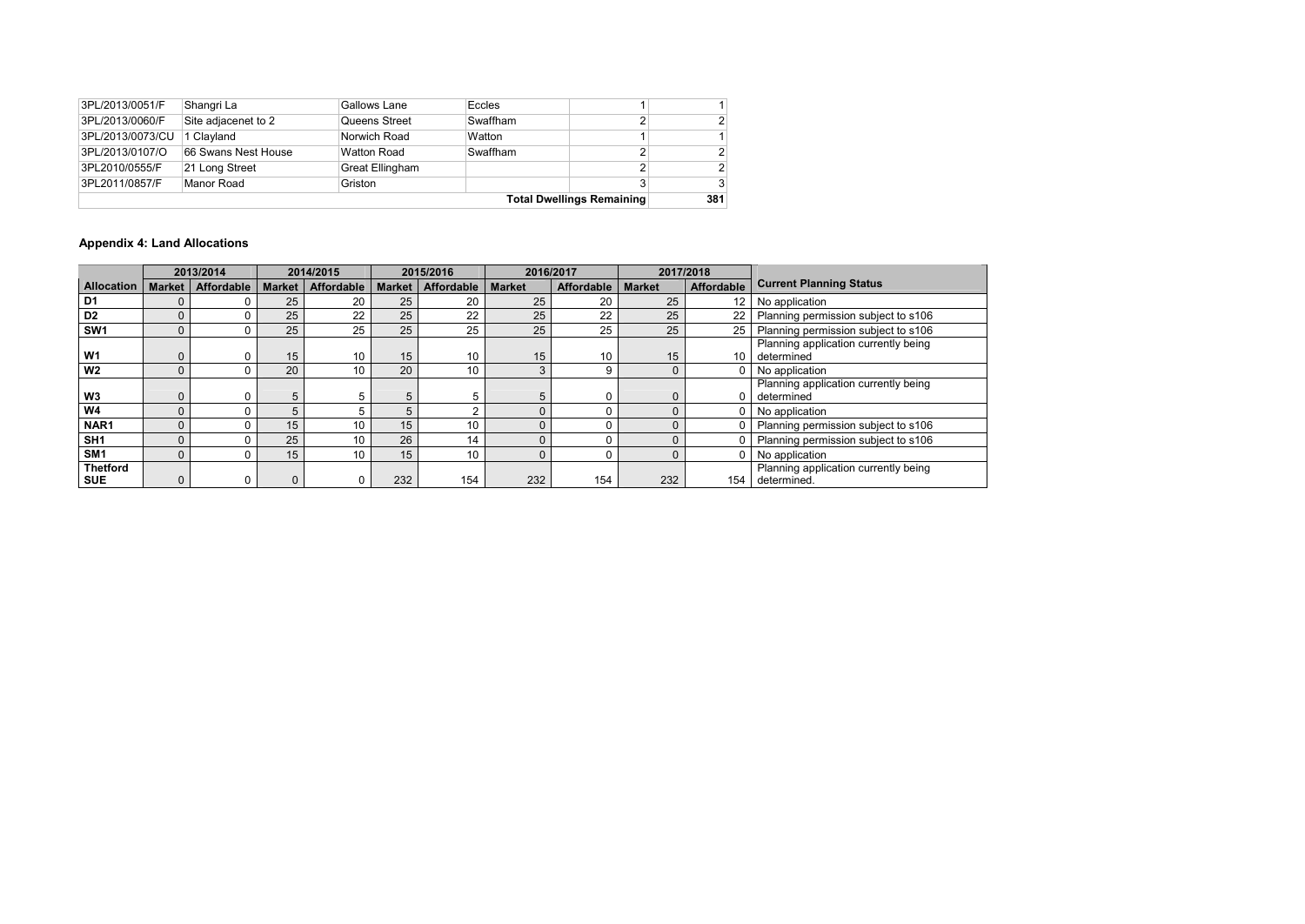| | | | | | |
|---|---|---|---|---|---|
| 3PL/2013/0051/F | Shangri La | Gallows Lane | Eccles | 1 | 1 |
| 3PL/2013/0060/F | Site adjacenet to 2 | Queens Street | Swaffham | 2 | 2 |
| 3PL/2013/0073/CU | 1 Clayland | Norwich Road | Watton | 1 | 1 |
| 3PL/2013/0107/O | 66 Swans Nest House | Watton Road | Swaffham | 2 | 2 |
| 3PL2010/0555/F | 21 Long Street | Great Ellingham | | 2 | 2 |
| 3PL2011/0857/F | Manor Road | Griston | | 3 | 3 |
| | | | | **Total Dwellings Remaining** | **381** |

### Appendix 4: Land Allocations

| | 2013/2014 | | 2014/2015 | | 2015/2016 | | 2016/2017 | | 2017/2018 | | |
|---|---|---|---|---|---|---|---|---|---|---|---|
| **Allocation** | **Market** | **Affordable** | **Market** | **Affordable** | **Market** | **Affordable** | **Market** | **Affordable** | **Market** | **Affordable** | **Current Planning Status** |
| **D1** | 0 | 0 | 25 | 20 | 25 | 20 | 25 | 20 | 25 | 12 | No application |
| **D2** | 0 | 0 | 25 | 22 | 25 | 22 | 25 | 22 | 25 | 22 | Planning permission subject to s106 |
| **SW1** | 0 | 0 | 25 | 25 | 25 | 25 | 25 | 25 | 25 | 25 | Planning permission subject to s106 |
| **W1** | 0 | 0 | 15 | 10 | 15 | 10 | 15 | 10 | 15 | 10 | Planning application currently being determined |
| **W2** | 0 | 0 | 20 | 10 | 20 | 10 | 3 | 9 | 0 | 0 | No application |
| **W3** | 0 | 0 | 5 | 5 | 5 | 5 | 5 | 0 | 0 | 0 | Planning application currently being determined |
| **W4** | 0 | 0 | 5 | 5 | 5 | 2 | 0 | 0 | 0 | 0 | No application |
| **NAR1** | 0 | 0 | 15 | 10 | 15 | 10 | 0 | 0 | 0 | 0 | Planning permission subject to s106 |
| **SH1** | 0 | 0 | 25 | 10 | 26 | 14 | 0 | 0 | 0 | 0 | Planning permission subject to s106 |
| **SM1** | 0 | 0 | 15 | 10 | 15 | 10 | 0 | 0 | 0 | 0 | No application |
| **Thetford SUE** | 0 | 0 | 0 | 0 | 232 | 154 | 232 | 154 | 232 | 154 | Planning application currently being determined. |